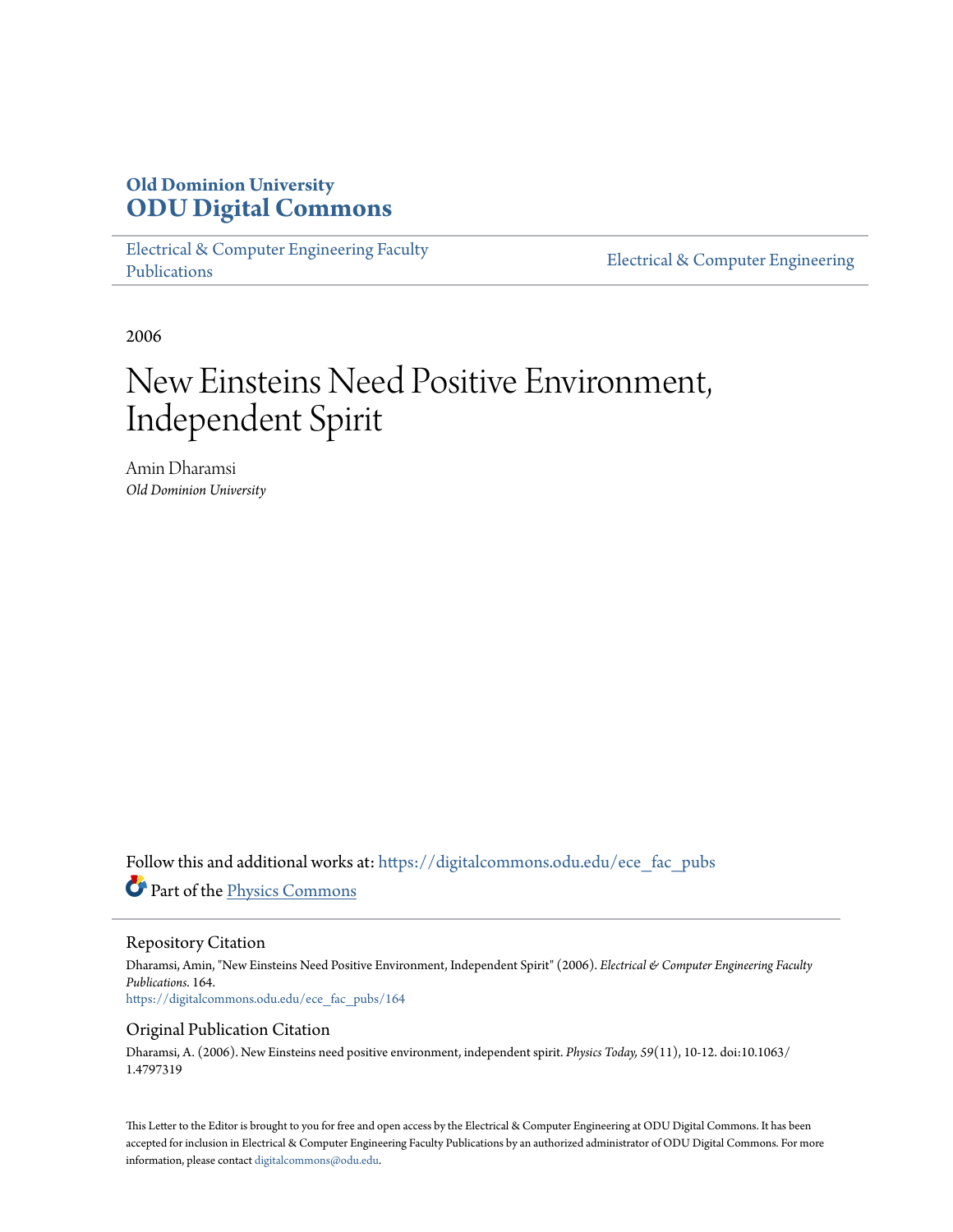**Old Dominion University**
**ODU Digital Commons**

Electrical & Computer Engineering Faculty Publications | Electrical & Computer Engineering

2006

# New Einsteins Need Positive Environment, Independent Spirit

Amin Dharamsi
*Old Dominion University*

Follow this and additional works at: https://digitalcommons.odu.edu/ece_fac_pubs

Part of the Physics Commons

## Repository Citation

Dharamsi, Amin, "New Einsteins Need Positive Environment, Independent Spirit" (2006). *Electrical & Computer Engineering Faculty Publications*. 164.
https://digitalcommons.odu.edu/ece_fac_pubs/164

## Original Publication Citation

Dharamsi, A. (2006). New Einsteins need positive environment, independent spirit. *Physics Today, 59*(11), 10-12. doi:10.1063/1.4797319

This Letter to the Editor is brought to you for free and open access by the Electrical & Computer Engineering at ODU Digital Commons. It has been accepted for inclusion in Electrical & Computer Engineering Faculty Publications by an authorized administrator of ODU Digital Commons. For more information, please contact digitalcommons@odu.edu.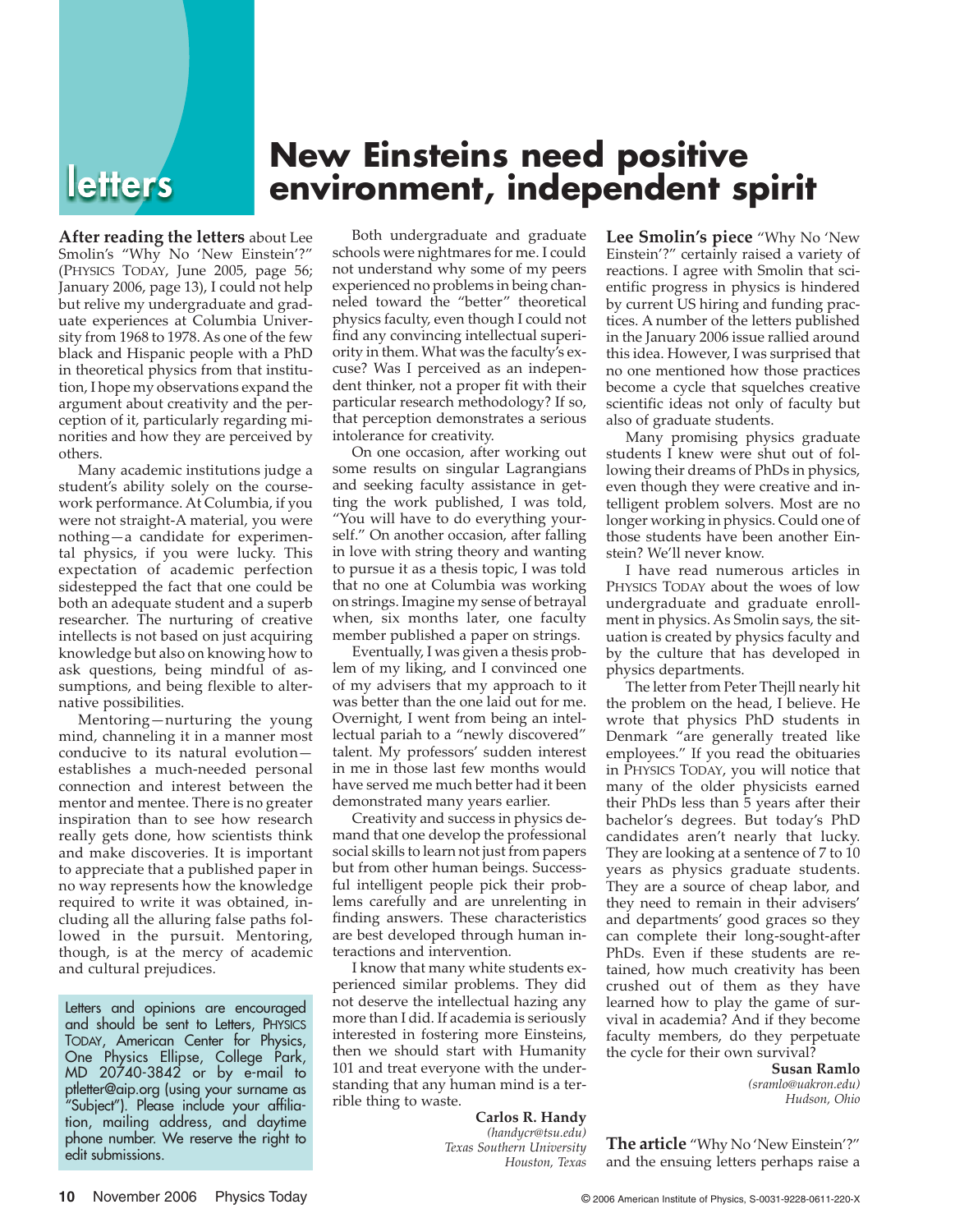# letters

# New Einsteins need positive environment, independent spirit

**After reading the letters** about Lee Smolin's "Why No 'New Einstein'?" (PHYSICS TODAY, June 2005, page 56; January 2006, page 13), I could not help but relive my undergraduate and graduate experiences at Columbia University from 1968 to 1978. As one of the few black and Hispanic people with a PhD in theoretical physics from that institution, I hope my observations expand the argument about creativity and the perception of it, particularly regarding minorities and how they are perceived by others.

Many academic institutions judge a student's ability solely on the coursework performance. At Columbia, if you were not straight-A material, you were nothing—a candidate for experimental physics, if you were lucky. This expectation of academic perfection sidestepped the fact that one could be both an adequate student and a superb researcher. The nurturing of creative intellects is not based on just acquiring knowledge but also on knowing how to ask questions, being mindful of assumptions, and being flexible to alternative possibilities.

Mentoring—nurturing the young mind, channeling it in a manner most conducive to its natural evolution—establishes a much-needed personal connection and interest between the mentor and mentee. There is no greater inspiration than to see how research really gets done, how scientists think and make discoveries. It is important to appreciate that a published paper in no way represents how the knowledge required to write it was obtained, including all the alluring false paths followed in the pursuit. Mentoring, though, is at the mercy of academic and cultural prejudices.

Both undergraduate and graduate schools were nightmares for me. I could not understand why some of my peers experienced no problems in being channeled toward the "better" theoretical physics faculty, even though I could not find any convincing intellectual superiority in them. What was the faculty's excuse? Was I perceived as an independent thinker, not a proper fit with their particular research methodology? If so, that perception demonstrates a serious intolerance for creativity.

On one occasion, after working out some results on singular Lagrangians and seeking faculty assistance in getting the work published, I was told, "You will have to do everything yourself." On another occasion, after falling in love with string theory and wanting to pursue it as a thesis topic, I was told that no one at Columbia was working on strings. Imagine my sense of betrayal when, six months later, one faculty member published a paper on strings.

Eventually, I was given a thesis problem of my liking, and I convinced one of my advisers that my approach to it was better than the one laid out for me. Overnight, I went from being an intellectual pariah to a "newly discovered" talent. My professors' sudden interest in me in those last few months would have served me much better had it been demonstrated many years earlier.

Creativity and success in physics demand that one develop the professional social skills to learn not just from papers but from other human beings. Successful intelligent people pick their problems carefully and are unrelenting in finding answers. These characteristics are best developed through human interactions and intervention.

I know that many white students experienced similar problems. They did not deserve the intellectual hazing any more than I did. If academia is seriously interested in fostering more Einsteins, then we should start with Humanity 101 and treat everyone with the understanding that any human mind is a terrible thing to waste.

**Carlos R. Handy**
*(handycr@tsu.edu)*
*Texas Southern University*
*Houston, Texas*

**Lee Smolin's piece** "Why No 'New Einstein'?" certainly raised a variety of reactions. I agree with Smolin that scientific progress in physics is hindered by current US hiring and funding practices. A number of the letters published in the January 2006 issue rallied around this idea. However, I was surprised that no one mentioned how those practices become a cycle that squelches creative scientific ideas not only of faculty but also of graduate students.

Many promising physics graduate students I knew were shut out of following their dreams of PhDs in physics, even though they were creative and intelligent problem solvers. Most are no longer working in physics. Could one of those students have been another Einstein? We'll never know.

I have read numerous articles in PHYSICS TODAY about the woes of low undergraduate and graduate enrollment in physics. As Smolin says, the situation is created by physics faculty and by the culture that has developed in physics departments.

The letter from Peter Thejll nearly hit the problem on the head, I believe. He wrote that physics PhD students in Denmark "are generally treated like employees." If you read the obituaries in PHYSICS TODAY, you will notice that many of the older physicists earned their PhDs less than 5 years after their bachelor's degrees. But today's PhD candidates aren't nearly that lucky. They are looking at a sentence of 7 to 10 years as physics graduate students. They are a source of cheap labor, and they need to remain in their advisers' and departments' good graces so they can complete their long-sought-after PhDs. Even if these students are retained, how much creativity has been crushed out of them as they have learned how to play the game of survival in academia? And if they become faculty members, do they perpetuate the cycle for their own survival?

**Susan Ramlo**
*(sramlo@uakron.edu)*
*Hudson, Ohio*

**The article** "Why No 'New Einstein'?" and the ensuing letters perhaps raise a

Letters and opinions are encouraged and should be sent to Letters, PHYSICS TODAY, American Center for Physics, One Physics Ellipse, College Park, MD 20740-3842 or by e-mail to ptletter@aip.org (using your surname as "Subject"). Please include your affiliation, mailing address, and daytime phone number. We reserve the right to edit submissions.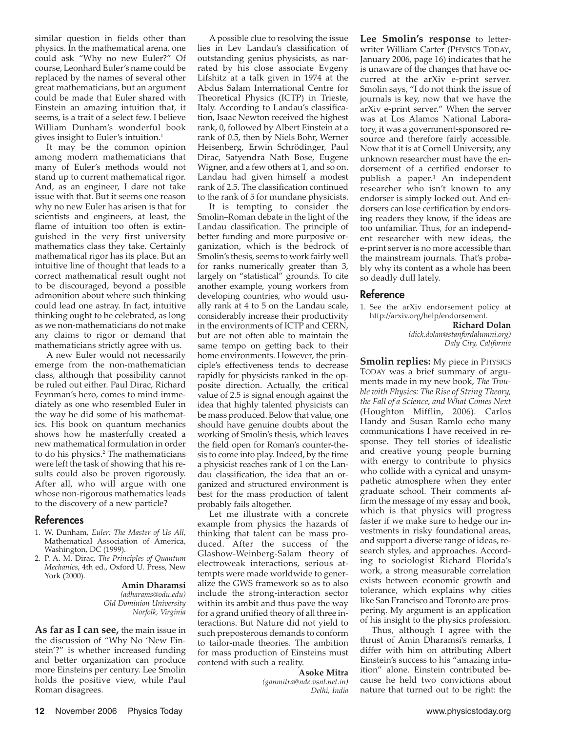similar question in fields other than physics. In the mathematical arena, one could ask "Why no new Euler?" Of course, Leonhard Euler's name could be replaced by the names of several other great mathematicians, but an argument could be made that Euler shared with Einstein an amazing intuition that, it seems, is a trait of a select few. I believe William Dunham's wonderful book gives insight to Euler's intuition.[1]

It may be the common opinion among modern mathematicians that many of Euler's methods would not stand up to current mathematical rigor. And, as an engineer, I dare not take issue with that. But it seems one reason why no new Euler has arisen is that for scientists and engineers, at least, the flame of intuition too often is extinguished in the very first university mathematics class they take. Certainly mathematical rigor has its place. But an intuitive line of thought that leads to a correct mathematical result ought not to be discouraged, beyond a possible admonition about where such thinking could lead one astray. In fact, intuitive thinking ought to be celebrated, as long as we non-mathematicians do not make any claims to rigor or demand that mathematicians strictly agree with us.

A new Euler would not necessarily emerge from the non-mathematician class, although that possibility cannot be ruled out either. Paul Dirac, Richard Feynman's hero, comes to mind immediately as one who resembled Euler in the way he did some of his mathematics. His book on quantum mechanics shows how he masterfully created a new mathematical formulation in order to do his physics.[2] The mathematicians were left the task of showing that his results could also be proven rigorously. After all, who will argue with one whose non-rigorous mathematics leads to the discovery of a new particle?

## References

1. W. Dunham, *Euler: The Master of Us All*, Mathematical Association of America, Washington, DC (1999).
2. P. A. M. Dirac, *The Principles of Quantum Mechanics*, 4th ed., Oxford U. Press, New York (2000).

**Amin Dharamsi**
*(adharams@odu.edu)*
*Old Dominion University*
*Norfolk, Virginia*

**As far as I can see,** the main issue in the discussion of "Why No 'New Einstein'?" is whether increased funding and better organization can produce more Einsteins per century. Lee Smolin holds the positive view, while Paul Roman disagrees.

A possible clue to resolving the issue lies in Lev Landau's classification of outstanding genius physicists, as narrated by his close associate Evgeny Lifshitz at a talk given in 1974 at the Abdus Salam International Centre for Theoretical Physics (ICTP) in Trieste, Italy. According to Landau's classification, Isaac Newton received the highest rank, 0, followed by Albert Einstein at a rank of 0.5, then by Niels Bohr, Werner Heisenberg, Erwin Schrödinger, Paul Dirac, Satyendra Nath Bose, Eugene Wigner, and a few others at 1, and so on. Landau had given himself a modest rank of 2.5. The classification continued to the rank of 5 for mundane physicists.

It is tempting to consider the Smolin–Roman debate in the light of the Landau classification. The principle of better funding and more purposive organization, which is the bedrock of Smolin's thesis, seems to work fairly well for ranks numerically greater than 3, largely on "statistical" grounds. To cite another example, young workers from developing countries, who would usually rank at 4 to 5 on the Landau scale, considerably increase their productivity in the environments of ICTP and CERN, but are not often able to maintain the same tempo on getting back to their home environments. However, the principle's effectiveness tends to decrease rapidly for physicists ranked in the opposite direction. Actually, the critical value of 2.5 is signal enough against the idea that highly talented physicists can be mass produced. Below that value, one should have genuine doubts about the working of Smolin's thesis, which leaves the field open for Roman's counter-thesis to come into play. Indeed, by the time a physicist reaches rank of 1 on the Landau classification, the idea that an organized and structured environment is best for the mass production of talent probably fails altogether.

Let me illustrate with a concrete example from physics the hazards of thinking that talent can be mass produced. After the success of the Glashow-Weinberg-Salam theory of electroweak interactions, serious attempts were made worldwide to generalize the GWS framework so as to also include the strong-interaction sector within its ambit and thus pave the way for a grand unified theory of all three interactions. But Nature did not yield to such preposterous demands to conform to tailor-made theories. The ambition for mass production of Einsteins must contend with such a reality.

**Asoke Mitra**
*(ganmitra@nde.vsnl.net.in)*
*Delhi, India*

**Lee Smolin's response** to letter-writer William Carter (PHYSICS TODAY, January 2006, page 16) indicates that he is unaware of the changes that have occurred at the arXiv e-print server. Smolin says, "I do not think the issue of journals is key, now that we have the arXiv e-print server." When the server was at Los Alamos National Laboratory, it was a government-sponsored resource and therefore fairly accessible. Now that it is at Cornell University, any unknown researcher must have the endorsement of a certified endorser to publish a paper.[1] An independent researcher who isn't known to any endorser is simply locked out. And endorsers can lose certification by endorsing readers they know, if the ideas are too unfamiliar. Thus, for an independent researcher with new ideas, the e-print server is no more accessible than the mainstream journals. That's probably why its content as a whole has been so deadly dull lately.

## Reference

1. See the arXiv endorsement policy at http://arxiv.org/help/endorsement.

**Richard Dolan**
*(dick.dolan@stanfordalumni.org)*
*Daly City, California*

**Smolin replies:** My piece in PHYSICS TODAY was a brief summary of arguments made in my new book, *The Trouble with Physics: The Rise of String Theory, the Fall of a Science, and What Comes Next* (Houghton Mifflin, 2006). Carlos Handy and Susan Ramlo echo many communications I have received in response. They tell stories of idealistic and creative young people burning with energy to contribute to physics who collide with a cynical and unsympathetic atmosphere when they enter graduate school. Their comments affirm the message of my essay and book, which is that physics will progress faster if we make sure to hedge our investments in risky foundational areas, and support a diverse range of ideas, research styles, and approaches. According to sociologist Richard Florida's work, a strong measurable correlation exists between economic growth and tolerance, which explains why cities like San Francisco and Toronto are prospering. My argument is an application of his insight to the physics profession.

Thus, although I agree with the thrust of Amin Dharamsi's remarks, I differ with him on attributing Albert Einstein's success to his "amazing intuition" alone. Einstein contributed because he held two convictions about nature that turned out to be right: the